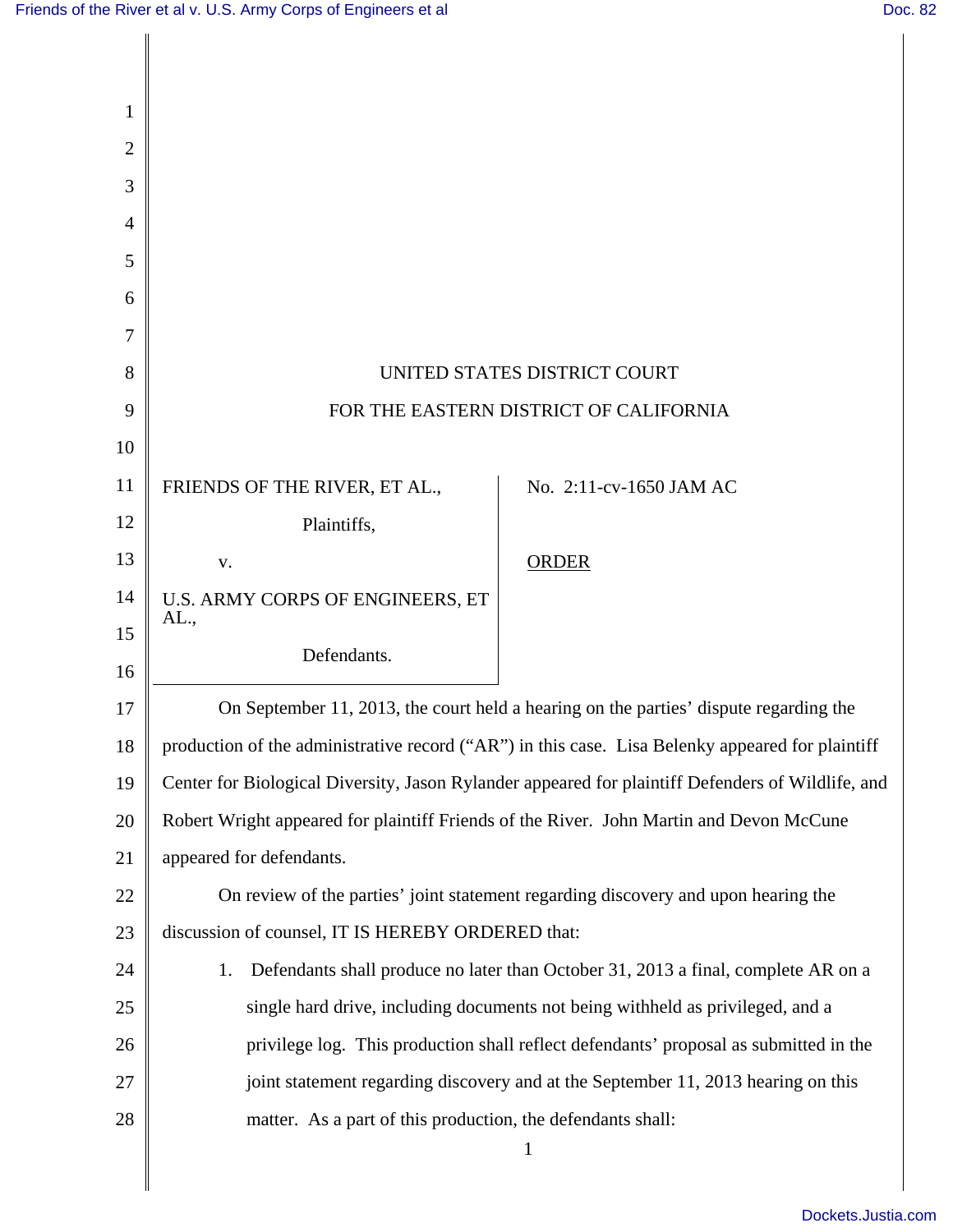UNITED STATES DISTRICT COURT

FOR THE EASTERN DISTRICT OF CALIFORNIA

| | |
|---|---|
| FRIENDS OF THE RIVER, ET AL., Plaintiffs, v. U.S. ARMY CORPS OF ENGINEERS, ET AL., Defendants. | No. 2:11-cv-1650 JAM AC ORDER |

On September 11, 2013, the court held a hearing on the parties' dispute regarding the production of the administrative record ("AR") in this case. Lisa Belenky appeared for plaintiff Center for Biological Diversity, Jason Rylander appeared for plaintiff Defenders of Wildlife, and Robert Wright appeared for plaintiff Friends of the River. John Martin and Devon McCune appeared for defendants.

On review of the parties' joint statement regarding discovery and upon hearing the discussion of counsel, IT IS HEREBY ORDERED that:

1. Defendants shall produce no later than October 31, 2013 a final, complete AR on a single hard drive, including documents not being withheld as privileged, and a privilege log. This production shall reflect defendants' proposal as submitted in the joint statement regarding discovery and at the September 11, 2013 hearing on this matter. As a part of this production, the defendants shall: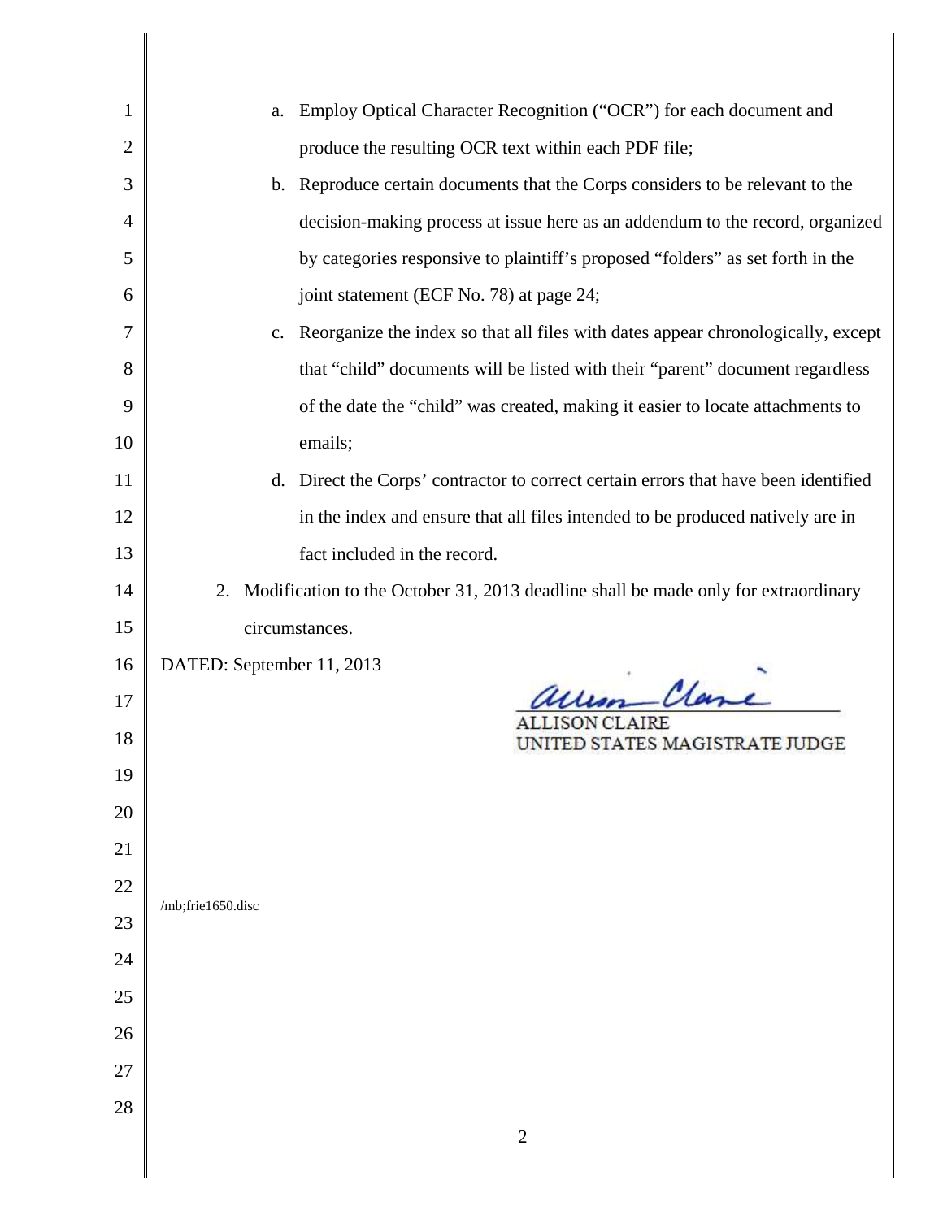a. Employ Optical Character Recognition ("OCR") for each document and produce the resulting OCR text within each PDF file;

b. Reproduce certain documents that the Corps considers to be relevant to the decision-making process at issue here as an addendum to the record, organized by categories responsive to plaintiff's proposed "folders" as set forth in the joint statement (ECF No. 78) at page 24;

c. Reorganize the index so that all files with dates appear chronologically, except that "child" documents will be listed with their "parent" document regardless of the date the "child" was created, making it easier to locate attachments to emails;

d. Direct the Corps' contractor to correct certain errors that have been identified in the index and ensure that all files intended to be produced natively are in fact included in the record.

2. Modification to the October 31, 2013 deadline shall be made only for extraordinary circumstances.

DATED: September 11, 2013

ALLISON CLAIRE
UNITED STATES MAGISTRATE JUDGE

/mb;frie1650.disc